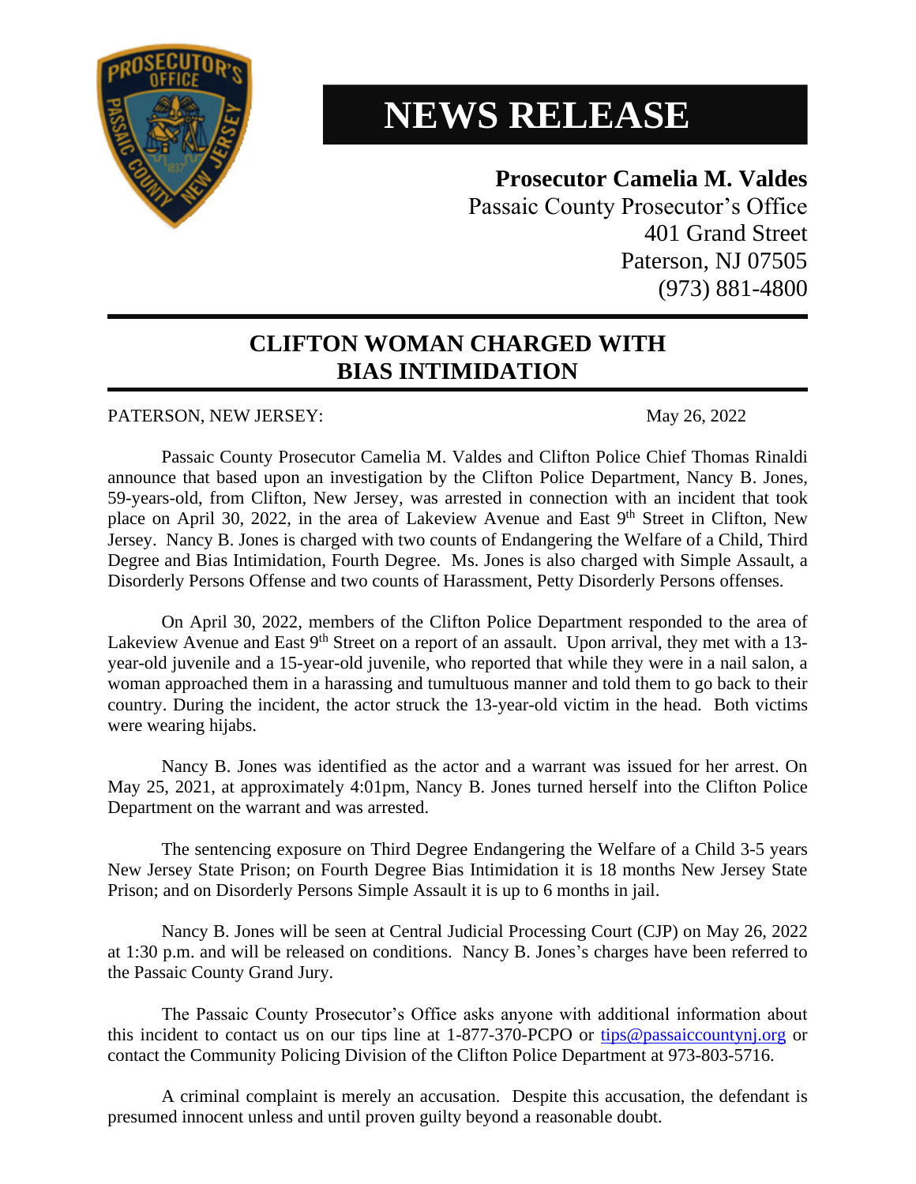# NEWS RELEASE

**Prosecutor Camelia M. Valdes**
Passaic County Prosecutor's Office
401 Grand Street
Paterson, NJ 07505
(973) 881-4800

## CLIFTON WOMAN CHARGED WITH BIAS INTIMIDATION

PATERSON, NEW JERSEY: May 26, 2022

Passaic County Prosecutor Camelia M. Valdes and Clifton Police Chief Thomas Rinaldi announce that based upon an investigation by the Clifton Police Department, Nancy B. Jones, 59-years-old, from Clifton, New Jersey, was arrested in connection with an incident that took place on April 30, 2022, in the area of Lakeview Avenue and East 9th Street in Clifton, New Jersey. Nancy B. Jones is charged with two counts of Endangering the Welfare of a Child, Third Degree and Bias Intimidation, Fourth Degree. Ms. Jones is also charged with Simple Assault, a Disorderly Persons Offense and two counts of Harassment, Petty Disorderly Persons offenses.

On April 30, 2022, members of the Clifton Police Department responded to the area of Lakeview Avenue and East 9th Street on a report of an assault. Upon arrival, they met with a 13-year-old juvenile and a 15-year-old juvenile, who reported that while they were in a nail salon, a woman approached them in a harassing and tumultuous manner and told them to go back to their country. During the incident, the actor struck the 13-year-old victim in the head. Both victims were wearing hijabs.

Nancy B. Jones was identified as the actor and a warrant was issued for her arrest. On May 25, 2021, at approximately 4:01pm, Nancy B. Jones turned herself into the Clifton Police Department on the warrant and was arrested.

The sentencing exposure on Third Degree Endangering the Welfare of a Child 3-5 years New Jersey State Prison; on Fourth Degree Bias Intimidation it is 18 months New Jersey State Prison; and on Disorderly Persons Simple Assault it is up to 6 months in jail.

Nancy B. Jones will be seen at Central Judicial Processing Court (CJP) on May 26, 2022 at 1:30 p.m. and will be released on conditions. Nancy B. Jones's charges have been referred to the Passaic County Grand Jury.

The Passaic County Prosecutor's Office asks anyone with additional information about this incident to contact us on our tips line at 1-877-370-PCPO or tips@passaiccountynj.org or contact the Community Policing Division of the Clifton Police Department at 973-803-5716.

A criminal complaint is merely an accusation. Despite this accusation, the defendant is presumed innocent unless and until proven guilty beyond a reasonable doubt.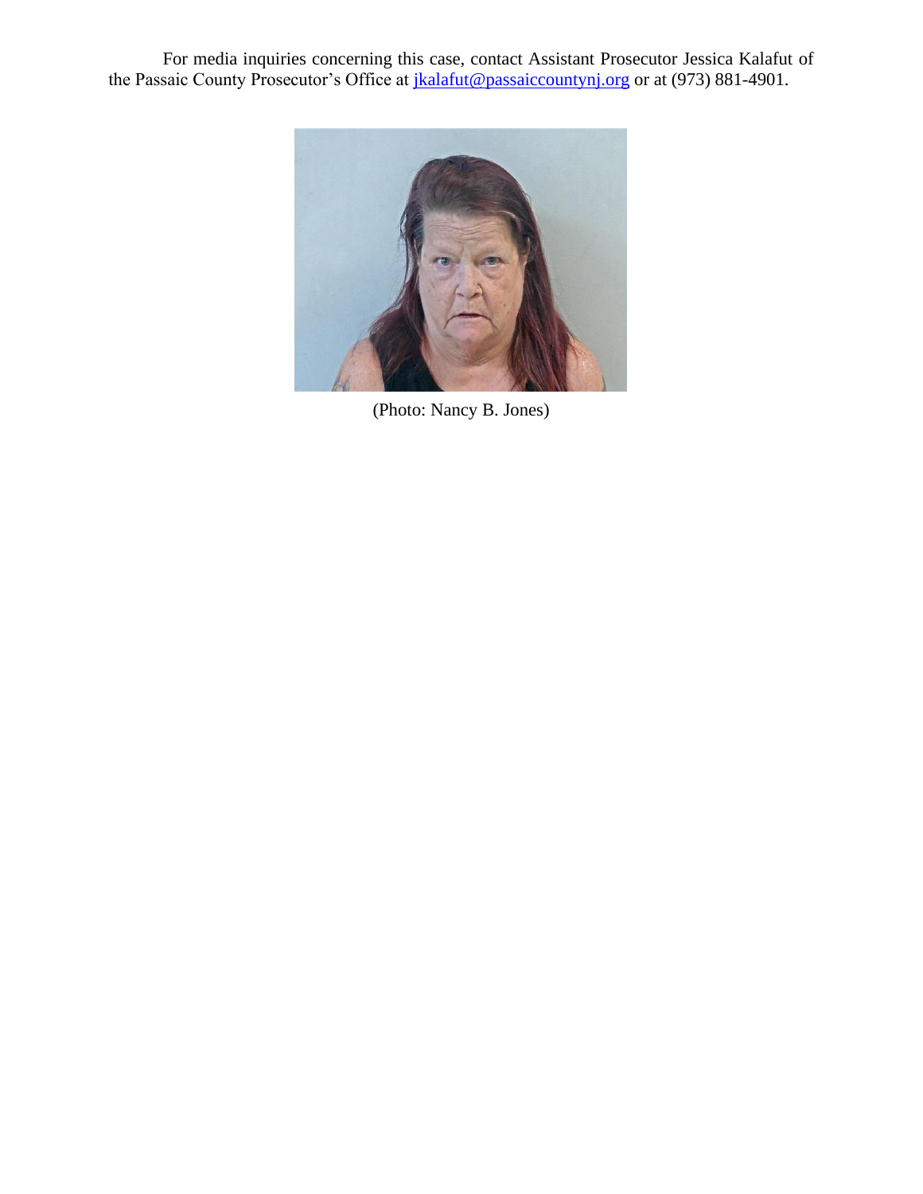For media inquiries concerning this case, contact Assistant Prosecutor Jessica Kalafut of the Passaic County Prosecutor's Office at [jkalafut@passaiccountynj.org](mailto:jkalafut@passaiccountynj.org) or at (973) 881-4901.

(Photo: Nancy B. Jones)